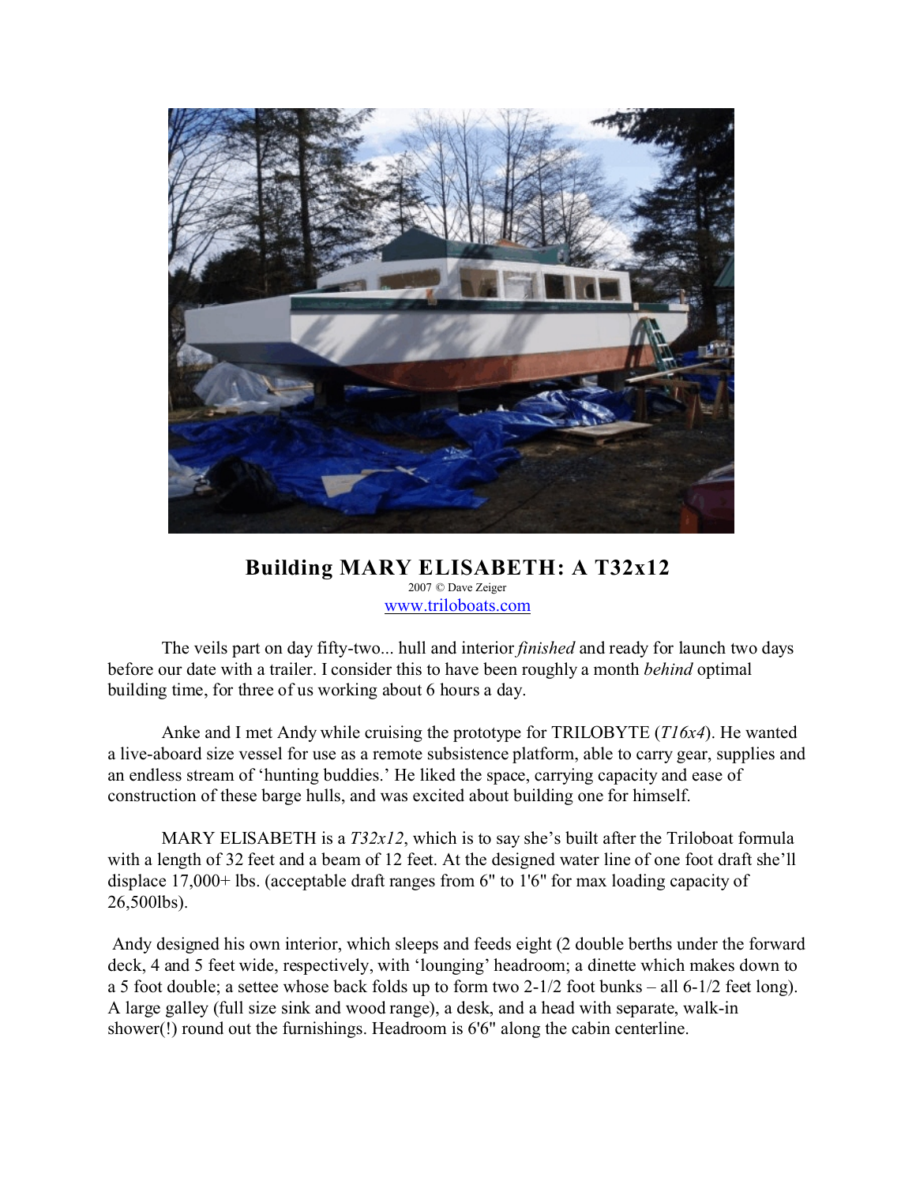# Building MARY ELISABETH: A T32x12

2007 © Dave Zeiger
www.triloboats.com

The veils part on day fifty-two... hull and interior *finished* and ready for launch two days before our date with a trailer. I consider this to have been roughly a month *behind* optimal building time, for three of us working about 6 hours a day.

Anke and I met Andy while cruising the prototype for TRILOBYTE (*T16x4*). He wanted a live-aboard size vessel for use as a remote subsistence platform, able to carry gear, supplies and an endless stream of 'hunting buddies.' He liked the space, carrying capacity and ease of construction of these barge hulls, and was excited about building one for himself.

MARY ELISABETH is a *T32x12*, which is to say she's built after the Triloboat formula with a length of 32 feet and a beam of 12 feet. At the designed water line of one foot draft she'll displace 17,000+ lbs. (acceptable draft ranges from 6" to 1'6" for max loading capacity of 26,500lbs).

Andy designed his own interior, which sleeps and feeds eight (2 double berths under the forward deck, 4 and 5 feet wide, respectively, with 'lounging' headroom; a dinette which makes down to a 5 foot double; a settee whose back folds up to form two 2-1/2 foot bunks – all 6-1/2 feet long). A large galley (full size sink and wood range), a desk, and a head with separate, walk-in shower(!) round out the furnishings. Headroom is 6'6" along the cabin centerline.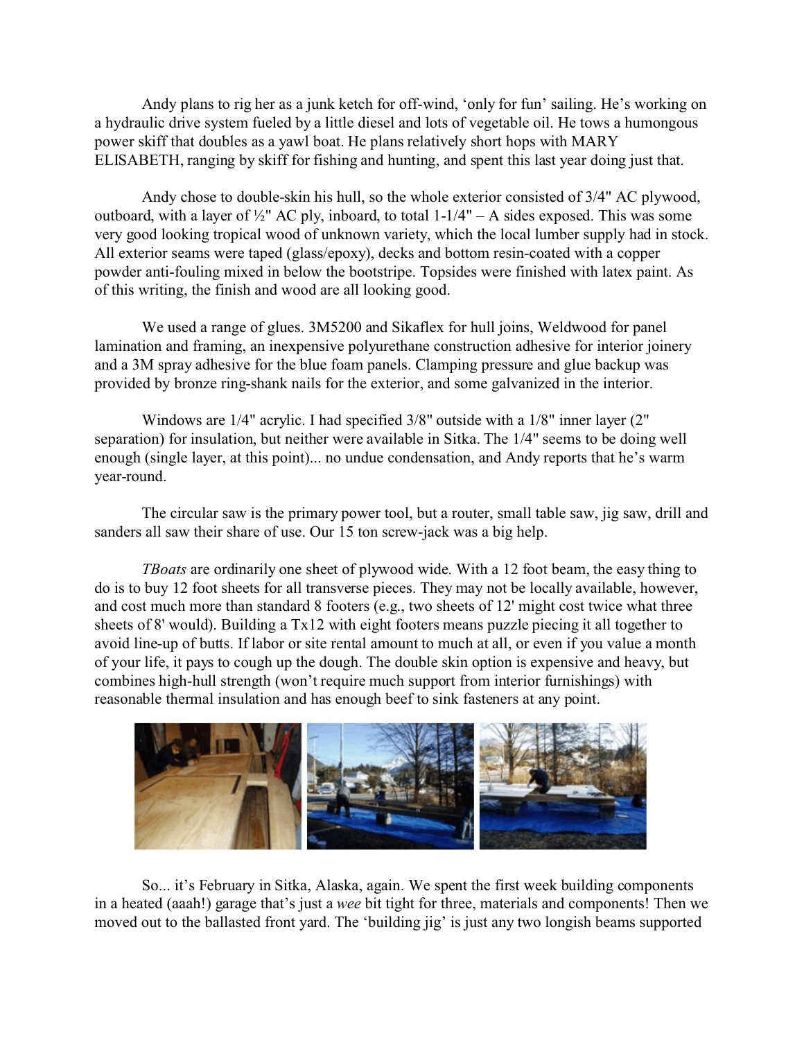Andy plans to rig her as a junk ketch for off-wind, 'only for fun' sailing. He's working on a hydraulic drive system fueled by a little diesel and lots of vegetable oil. He tows a humongous power skiff that doubles as a yawl boat. He plans relatively short hops with MARY ELISABETH, ranging by skiff for fishing and hunting, and spent this last year doing just that.

Andy chose to double-skin his hull, so the whole exterior consisted of 3/4" AC plywood, outboard, with a layer of ½" AC ply, inboard, to total 1-1/4" – A sides exposed. This was some very good looking tropical wood of unknown variety, which the local lumber supply had in stock. All exterior seams were taped (glass/epoxy), decks and bottom resin-coated with a copper powder anti-fouling mixed in below the bootstripe. Topsides were finished with latex paint. As of this writing, the finish and wood are all looking good.

We used a range of glues. 3M5200 and Sikaflex for hull joins, Weldwood for panel lamination and framing, an inexpensive polyurethane construction adhesive for interior joinery and a 3M spray adhesive for the blue foam panels. Clamping pressure and glue backup was provided by bronze ring-shank nails for the exterior, and some galvanized in the interior.

Windows are 1/4" acrylic. I had specified 3/8" outside with a 1/8" inner layer (2" separation) for insulation, but neither were available in Sitka. The 1/4" seems to be doing well enough (single layer, at this point)... no undue condensation, and Andy reports that he's warm year-round.

The circular saw is the primary power tool, but a router, small table saw, jig saw, drill and sanders all saw their share of use. Our 15 ton screw-jack was a big help.

*TBoats* are ordinarily one sheet of plywood wide. With a 12 foot beam, the easy thing to do is to buy 12 foot sheets for all transverse pieces. They may not be locally available, however, and cost much more than standard 8 footers (e.g., two sheets of 12' might cost twice what three sheets of 8' would). Building a Tx12 with eight footers means puzzle piecing it all together to avoid line-up of butts. If labor or site rental amount to much at all, or even if you value a month of your life, it pays to cough up the dough. The double skin option is expensive and heavy, but combines high-hull strength (won't require much support from interior furnishings) with reasonable thermal insulation and has enough beef to sink fasteners at any point.

So... it's February in Sitka, Alaska, again. We spent the first week building components in a heated (aaah!) garage that's just a *wee* bit tight for three, materials and components! Then we moved out to the ballasted front yard. The 'building jig' is just any two longish beams supported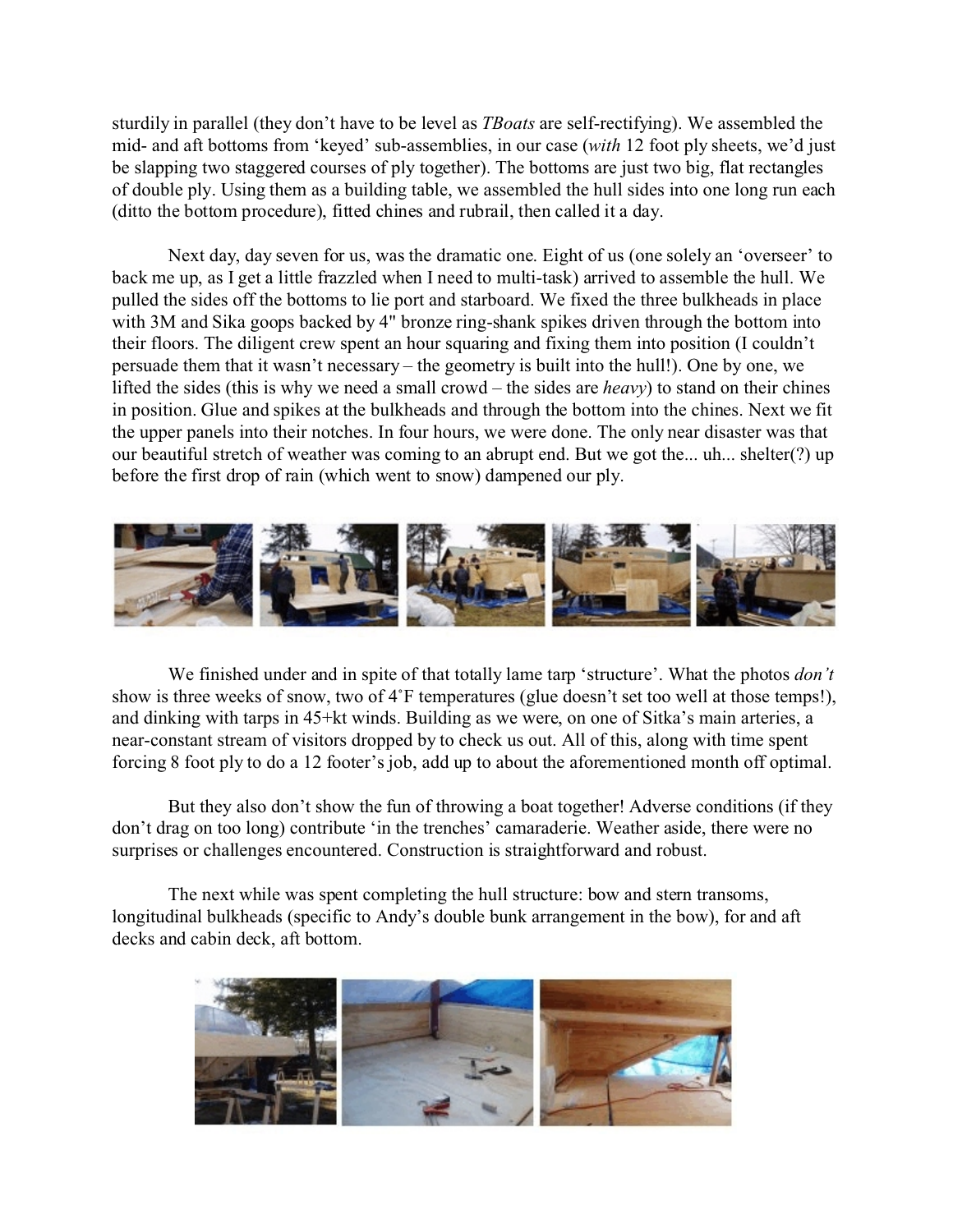sturdily in parallel (they don't have to be level as *TBoats* are self-rectifying). We assembled the mid- and aft bottoms from 'keyed' sub-assemblies, in our case (*with* 12 foot ply sheets, we'd just be slapping two staggered courses of ply together). The bottoms are just two big, flat rectangles of double ply. Using them as a building table, we assembled the hull sides into one long run each (ditto the bottom procedure), fitted chines and rubrail, then called it a day.

Next day, day seven for us, was the dramatic one. Eight of us (one solely an 'overseer' to back me up, as I get a little frazzled when I need to multi-task) arrived to assemble the hull. We pulled the sides off the bottoms to lie port and starboard. We fixed the three bulkheads in place with 3M and Sika goops backed by 4" bronze ring-shank spikes driven through the bottom into their floors. The diligent crew spent an hour squaring and fixing them into position (I couldn't persuade them that it wasn't necessary – the geometry is built into the hull!). One by one, we lifted the sides (this is why we need a small crowd – the sides are *heavy*) to stand on their chines in position. Glue and spikes at the bulkheads and through the bottom into the chines. Next we fit the upper panels into their notches. In four hours, we were done. The only near disaster was that our beautiful stretch of weather was coming to an abrupt end. But we got the... uh... shelter(?) up before the first drop of rain (which went to snow) dampened our ply.

We finished under and in spite of that totally lame tarp 'structure'. What the photos *don't* show is three weeks of snow, two of 4˚F temperatures (glue doesn't set too well at those temps!), and dinking with tarps in 45+kt winds. Building as we were, on one of Sitka's main arteries, a near-constant stream of visitors dropped by to check us out. All of this, along with time spent forcing 8 foot ply to do a 12 footer's job, add up to about the aforementioned month off optimal.

But they also don't show the fun of throwing a boat together! Adverse conditions (if they don't drag on too long) contribute 'in the trenches' camaraderie. Weather aside, there were no surprises or challenges encountered. Construction is straightforward and robust.

The next while was spent completing the hull structure: bow and stern transoms, longitudinal bulkheads (specific to Andy's double bunk arrangement in the bow), for and aft decks and cabin deck, aft bottom.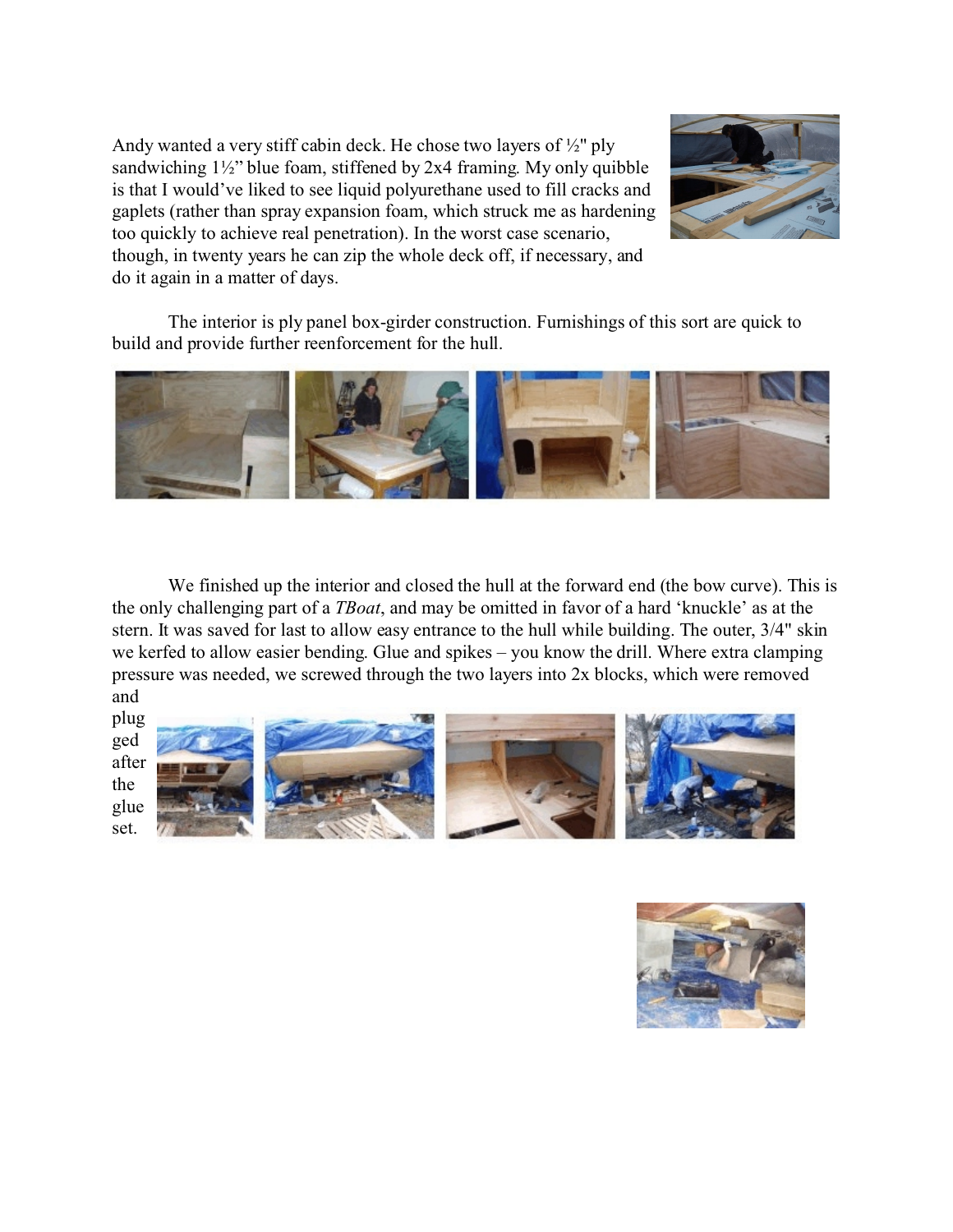Andy wanted a very stiff cabin deck. He chose two layers of ½" ply sandwiching 1½" blue foam, stiffened by 2x4 framing. My only quibble is that I would've liked to see liquid polyurethane used to fill cracks and gaplets (rather than spray expansion foam, which struck me as hardening too quickly to achieve real penetration). In the worst case scenario, though, in twenty years he can zip the whole deck off, if necessary, and do it again in a matter of days.

The interior is ply panel box-girder construction. Furnishings of this sort are quick to build and provide further reenforcement for the hull.

We finished up the interior and closed the hull at the forward end (the bow curve). This is the only challenging part of a *TBoat*, and may be omitted in favor of a hard 'knuckle' as at the stern. It was saved for last to allow easy entrance to the hull while building. The outer, 3/4" skin we kerfed to allow easier bending. Glue and spikes – you know the drill. Where extra clamping pressure was needed, we screwed through the two layers into 2x blocks, which were removed and plugged after the glue set.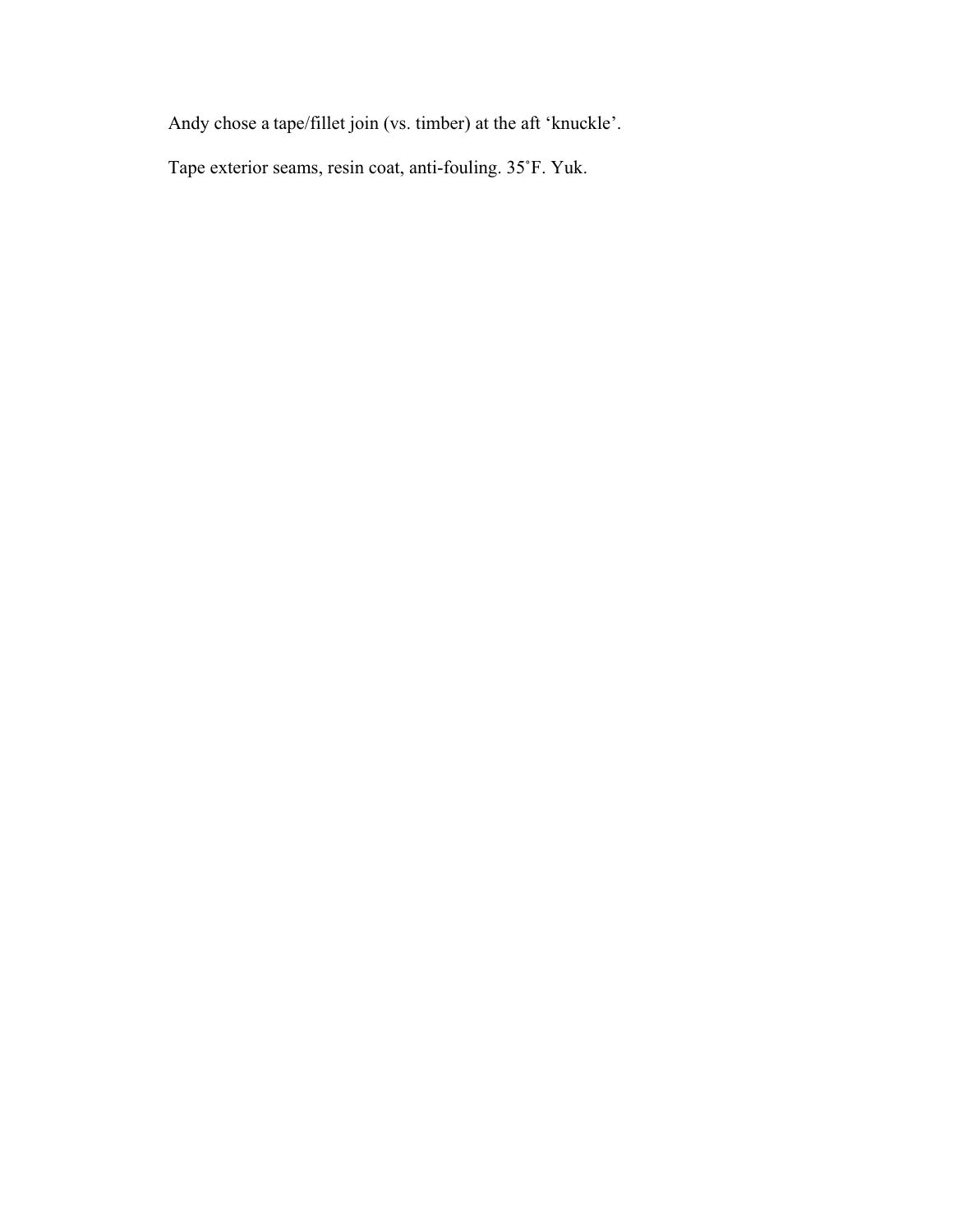Andy chose a tape/fillet join (vs. timber) at the aft ‘knuckle’.

Tape exterior seams, resin coat, anti-fouling. 35˚F. Yuk.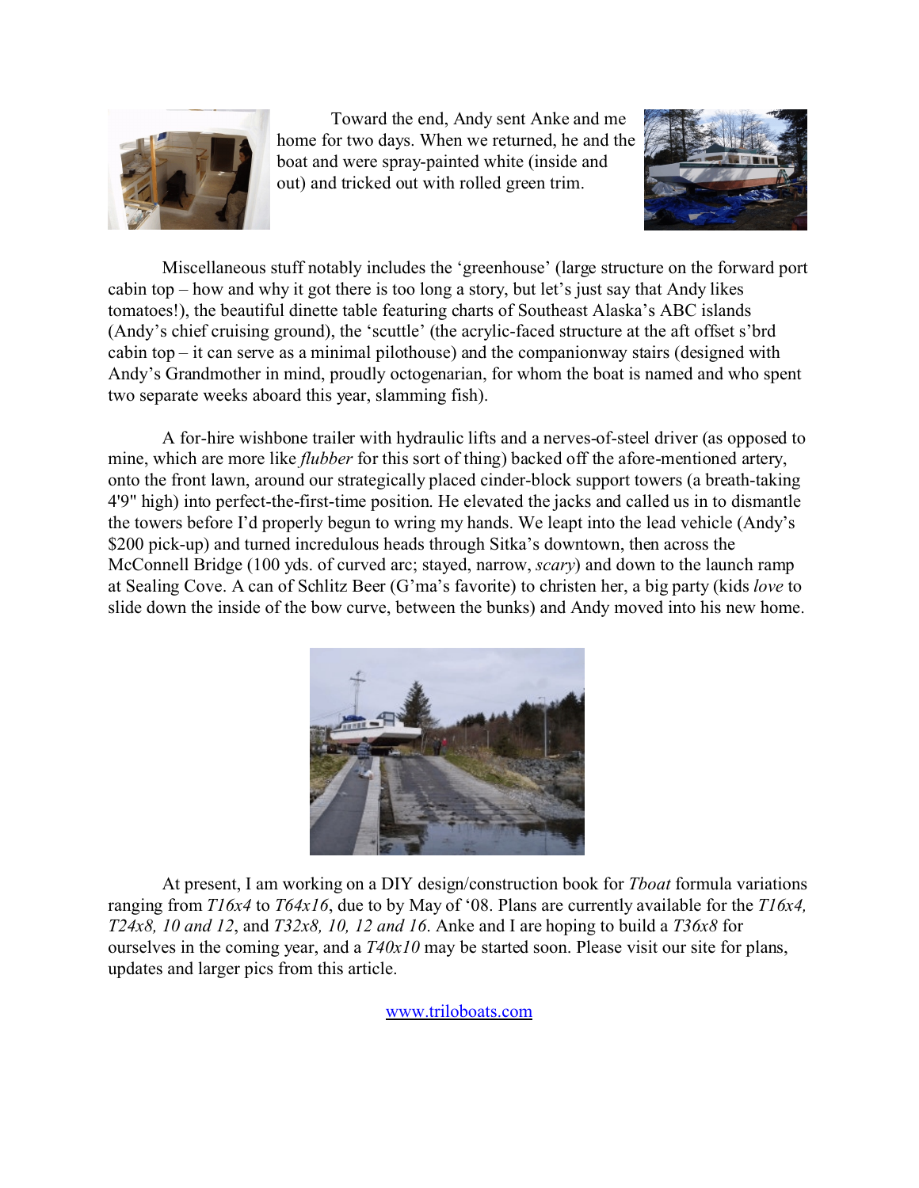Toward the end, Andy sent Anke and me home for two days. When we returned, he and the boat and were spray-painted white (inside and out) and tricked out with rolled green trim.

Miscellaneous stuff notably includes the 'greenhouse' (large structure on the forward port cabin top – how and why it got there is too long a story, but let's just say that Andy likes tomatoes!), the beautiful dinette table featuring charts of Southeast Alaska's ABC islands (Andy's chief cruising ground), the 'scuttle' (the acrylic-faced structure at the aft offset s'brd cabin top – it can serve as a minimal pilothouse) and the companionway stairs (designed with Andy's Grandmother in mind, proudly octogenarian, for whom the boat is named and who spent two separate weeks aboard this year, slamming fish).

A for-hire wishbone trailer with hydraulic lifts and a nerves-of-steel driver (as opposed to mine, which are more like *flubber* for this sort of thing) backed off the afore-mentioned artery, onto the front lawn, around our strategically placed cinder-block support towers (a breath-taking 4'9" high) into perfect-the-first-time position. He elevated the jacks and called us in to dismantle the towers before I'd properly begun to wring my hands. We leapt into the lead vehicle (Andy's $200 pick-up) and turned incredulous heads through Sitka's downtown, then across the McConnell Bridge (100 yds. of curved arc; stayed, narrow, *scary*) and down to the launch ramp at Sealing Cove. A can of Schlitz Beer (G'ma's favorite) to christen her, a big party (kids *love* to slide down the inside of the bow curve, between the bunks) and Andy moved into his new home.

At present, I am working on a DIY design/construction book for *Tboat* formula variations ranging from *T16x4* to *T64x16*, due to by May of '08. Plans are currently available for the *T16x4, T24x8, 10 and 12*, and *T32x8, 10, 12 and 16*. Anke and I are hoping to build a *T36x8* for ourselves in the coming year, and a *T40x10* may be started soon. Please visit our site for plans, updates and larger pics from this article.

[www.triloboats.com](http://www.triloboats.com)